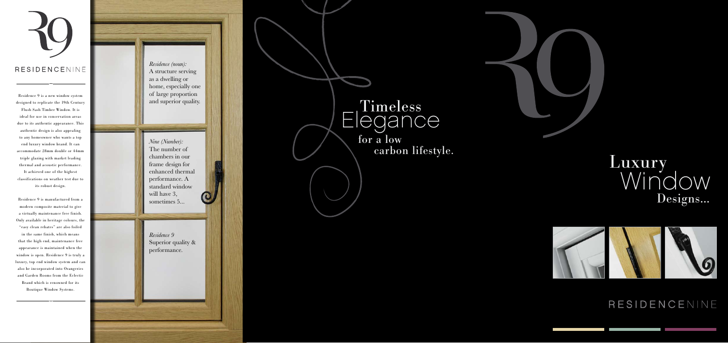# RESIDENCENINE

Residence 9 is a new window system designed to replicate the 19th Century Flush Sash Timber Window. It is ideal for use in conservation areas due to its authentic appearance. This authentic design is also appealing to any homeowner who wants a top end luxury window brand. It can accommodate 28mm double or 44mm triple glazing with market leading thermal and acoustic performance. It achieved one of the highest classifications on weather test due to its robust design.

Residence 9 is manufactured from a modern composite material to give a virtually maintenance free finish. Only available in heritage colours, the "easy clean rebates" are also foiled in the same finish, which means that the high end, maintenance free appearance is maintained when the window is open. Residence 9 is truly a luxury, top end window system and can also be incorporated into Orangeries and Garden Rooms from the Eclectic Brand which is renowned for its Boutique Window Systems.

*Residence (noun):*
A structure serving as a dwelling or home, especially one of large proportion and superior quality.

*Nine (Number):*
The number of chambers in our frame design for enhanced thermal performance. A standard window will have 3, sometimes 5...

*Residence 9*
Superior quality & performance.

## Timeless Elegance for a low carbon lifestyle.

## Luxury Window Designs...

RESIDENCENINE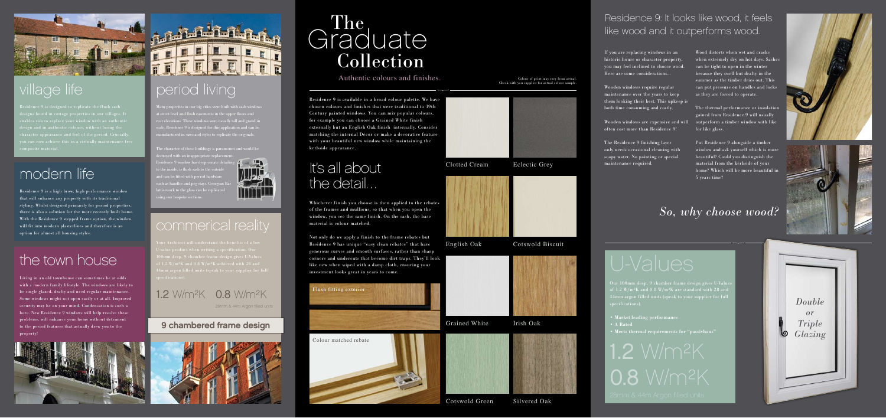## village life

Residence 9 is designed to replicate the flush sash designs found in cottage properties in our villages. It enables you to replace your window with an authentic design and in authentic colours, without losing the character appearance and feel of the period. Crucially, you can now achieve this in a virtually maintenance free composite material.

## modern life

Residence 9 is a high brow, high performance window that will enhance any property with its traditional styling. Whilst designed primarily for period properties, there is also a solution for the more recently built home. With the Residence 9 stepped frame option, the window will fit into modern plasterlines and therefore is an option for almost all housing styles.

## the town house

Living in an old townhouse can sometimes be at odds with a modern family lifestyle. The windows are likely to be single glazed, drafty and need regular maintenance. Some windows might not open easily or at all. Improved security may be on your mind. Condensation is such a bore. New Residence 9 windows will help resolve these problems, will enhance your home without detriment to the period features that actually drew you to the property!

## period living

Many properties in our big cities were built with sash windows at street level and flush casements in the upper floors and rear elevations. These windows were usually tall and grand in scale. Residence 9 is designed for this application and can be manufactured on sizes and styles to replicate the originals.

The character of these buildings is paramount and would be destroyed with an inappropriate replacement. Residence 9 window has deep ornate detailing to the moulds, is flush sash to the outside and can be fitted with period hardware such as handles and peg stays. Georgian Bar latticework to the glass can be replicated using our bespoke sections.

## commerical reality

Your Architect will understand the benefits of a low U-value product when writing a specification. Our 100mm deep, 9 chamber frame design gives U-Values of 1.2 W/m²K and 0.8 W/m²K achieved with 28 and 44mm argon filled units (speak to your supplier for full specifications).

1.2 W/m²K 0.8 W/m²K

28mm & 44m Argon filled units

**9 chambered frame design**

# The Graduate Collection

Authentic colours and finishes.

Colour of print may vary from actual. Check with you supplier for actual colour sample.

Residence 9 is available in a broad colour palette. We have chosen colours and finishes that were traditional to 19th Century painted windows. You can mix popular colours, for example you can choose a Grained White finish externally but an English Oak finish internally. Consider matching the internal Décor or make a decorative feature with your beautiful new window while maintaining the kerbside appearance.

## It's all about the detail...

Whichever finish you choose is then applied to the rebates of the frames and mullions, so that when you open the window, you see the same finish. On the sash, the base material is colour matched.

Not only do we apply a finish to the frame rebates but Residence 9 has unique "easy clean rebates" that have generous curves and smooth surfaces, rather than sharp corners and undercuts that become dirt traps. They'll look like new when wiped with a damp cloth, ensuring your investment looks great in years to come.

Flush fitting exterior

Colour matched rebate

Clotted Cream
Eclectic Grey
English Oak
Cotswold Biscuit
Grained White
Irish Oak
Cotswold Green
Silvered Oak

## Residence 9: It looks like wood, it feels like wood and it outperforms wood.

If you are replacing windows in an historic house or character property, you may feel inclined to choose wood. Here are some considerations...

Wooden windows require regular maintenance over the years to keep them looking their best. This upkeep is both time consuming and costly.

Wooden windows are expensive and will often cost more than Residence 9!

The Residence 9 finishing layer only needs occasional cleaning with soapy water. No painting or special maintenance required.

Wood distorts when wet and cracks when extremely dry on hot days. Sashes can be tight to open in the winter because they swell but drafty in the summer as the timber dries out. This can put pressure on handles and locks as they are forced to operate.

The thermal performance or insulation gained from Residence 9 will usually outperform a timber window with like for like glass.

Put Residence 9 alongside a timber window and ask yourself which is more beautiful? Could you distinguish the material from the kerbside of your home? Which will be more beautiful in 5 years time?

*So, why choose wood?*

## U-Values

Our 100mm deep, 9 chamber frame design gives U-Values of 1.2 W/m²K and 0.8 W/m²K are standard with 28 and 44mm argon filled units (speak to your supplier for full specifications).

- **Market leading performance**
- **A Rated**
- **Meets thermal requirements for "passivhaus"**

1.2 W/m²K
0.8 W/m²K

28mm & 44m Argon filled units

*Double or Triple Glazing*